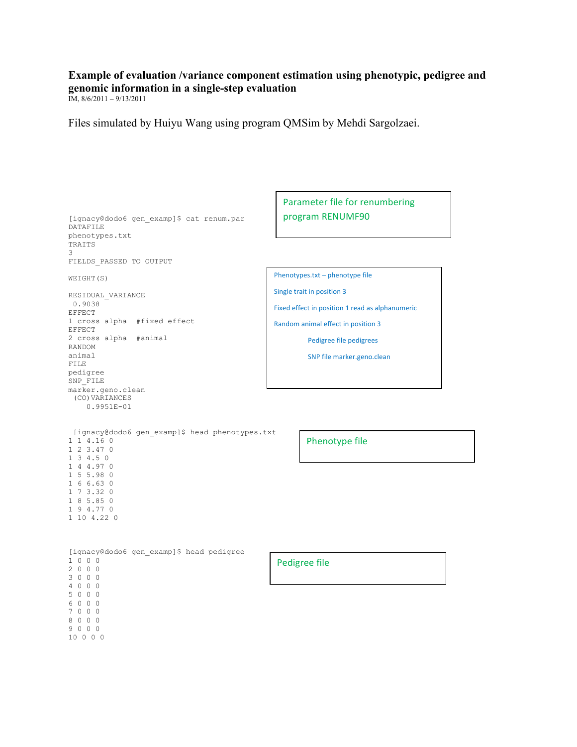**Example of evaluation /variance component estimation using phenotypic, pedigree and genomic information in a single-step evaluation**

IM, 8/6/2011 – 9/13/2011

Files simulated by Huiyu Wang using program QMSim by Mehdi Sargolzaei.

Parameter file for renumbering program RENUMF90

```
[ignacy@dodo6 gen_examp]$ cat renum.par
DATAFILE
phenotypes.txt
TRAITS
3
FIELDS_PASSED TO OUTPUT

WEIGHT(S)

RESIDUAL_VARIANCE
 0.9038
EFFECT
1 cross alpha  #fixed effect
EFFECT
2 cross alpha  #animal
RANDOM
animal
FILE
pedigree
SNP_FILE
marker.geno.clean
 (CO)VARIANCES
    0.9951E-01
```

Phenotypes.txt – phenotype file

Single trait in position 3

Fixed effect in position 1 read as alphanumeric

Random animal effect in position 3

Pedigree file pedigrees

SNP file marker.geno.clean

Phenotype file

```
 [ignacy@dodo6 gen_examp]$ head phenotypes.txt
1 1 4.16 0
1 2 3.47 0
1 3 4.5 0
1 4 4.97 0
1 5 5.98 0
1 6 6.63 0
1 7 3.32 0
1 8 5.85 0
1 9 4.77 0
1 10 4.22 0
```

Pedigree file

```
[ignacy@dodo6 gen_examp]$ head pedigree
1 0 0 0
2 0 0 0
3 0 0 0
4 0 0 0
5 0 0 0
6 0 0 0
7 0 0 0
8 0 0 0
9 0 0 0
10 0 0 0
```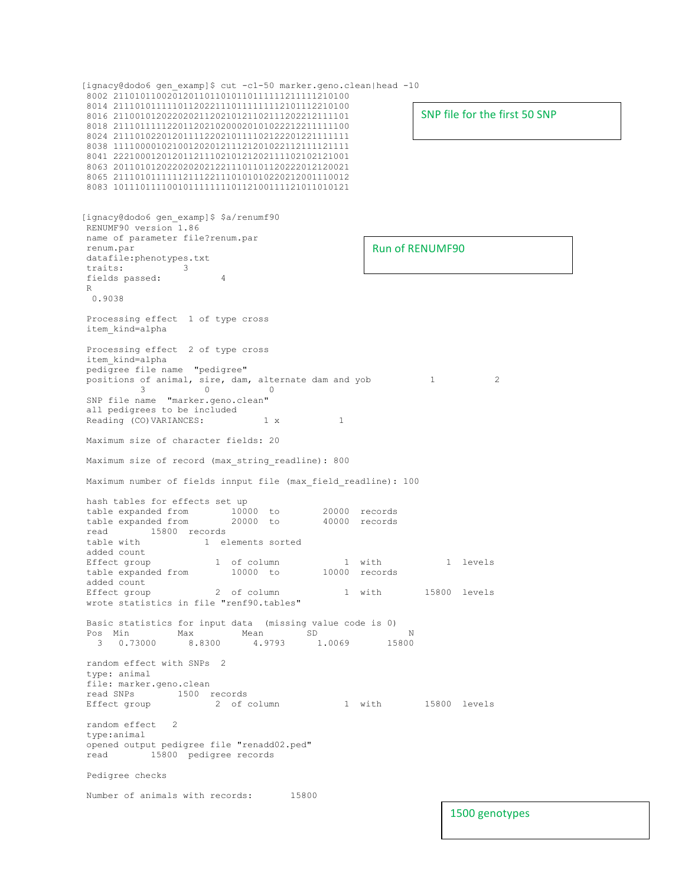```
[ignacy@dodo6 gen_examp]$ cut -c1-50 marker.geno.clean|head -10
 8002 211010110020120110110101101111112111112101000
 8014 211101011111011202211101111111112101112210100
 8016 211001012022020211202101211021112022212111101
 8018 211101111122011202102000201010222122111111100
 8024 211101022012011112202101111021222012211111111
 8038 111100001021001202012111212010221121111211111
 8041 222100012012011211102101212021111021021210001
 8063 201101012022020202122111011011202220121200021
 8065 211101011111121112211101010102202120011100012
 8083 101110111100101111111101121001111210110101210
```

SNP file for the first 50 SNP

```
[ignacy@dodo6 gen_examp]$ $a/renumf90
 RENUMF90 version 1.86
 name of parameter file?renum.par
 renum.par
 datafile:phenotypes.txt
 traits:           3
 fields passed:           4
 R
  0.9038

 Processing effect  1 of type cross
 item_kind=alpha

 Processing effect  2 of type cross
 item_kind=alpha
 pedigree file name  "pedigree"
 positions of animal, sire, dam, alternate dam and yob           1           2
          3           0           0
 SNP file name  "marker.geno.clean"
 all pedigrees to be included
 Reading (CO)VARIANCES:           1 x           1

 Maximum size of character fields: 20

 Maximum size of record (max_string_readline): 800

 Maximum number of fields innput file (max_field_readline): 100

 hash tables for effects set up
 table expanded from        10000  to        20000  records
 table expanded from        20000  to        40000  records
 read        15800  records
 table with           1  elements sorted
 added count
 Effect group           1  of column           1  with           1  levels
 table expanded from        10000  to        10000  records
 added count
 Effect group           2  of column           1  with        15800  levels
 wrote statistics in file "renf90.tables"

 Basic statistics for input data  (missing value code is 0)
 Pos  Min         Max         Mean        SD                 N
   3   0.73000      8.8300      4.9793      1.0069       15800

 random effect with SNPs  2
 type: animal
 file: marker.geno.clean
 read SNPs        1500  records
 Effect group           2  of column           1  with        15800  levels

 random effect   2
 type:animal
 opened output pedigree file "renadd02.ped"
 read        15800  pedigree records

 Pedigree checks

 Number of animals with records:       15800
```

Run of RENUMF90

1500 genotypes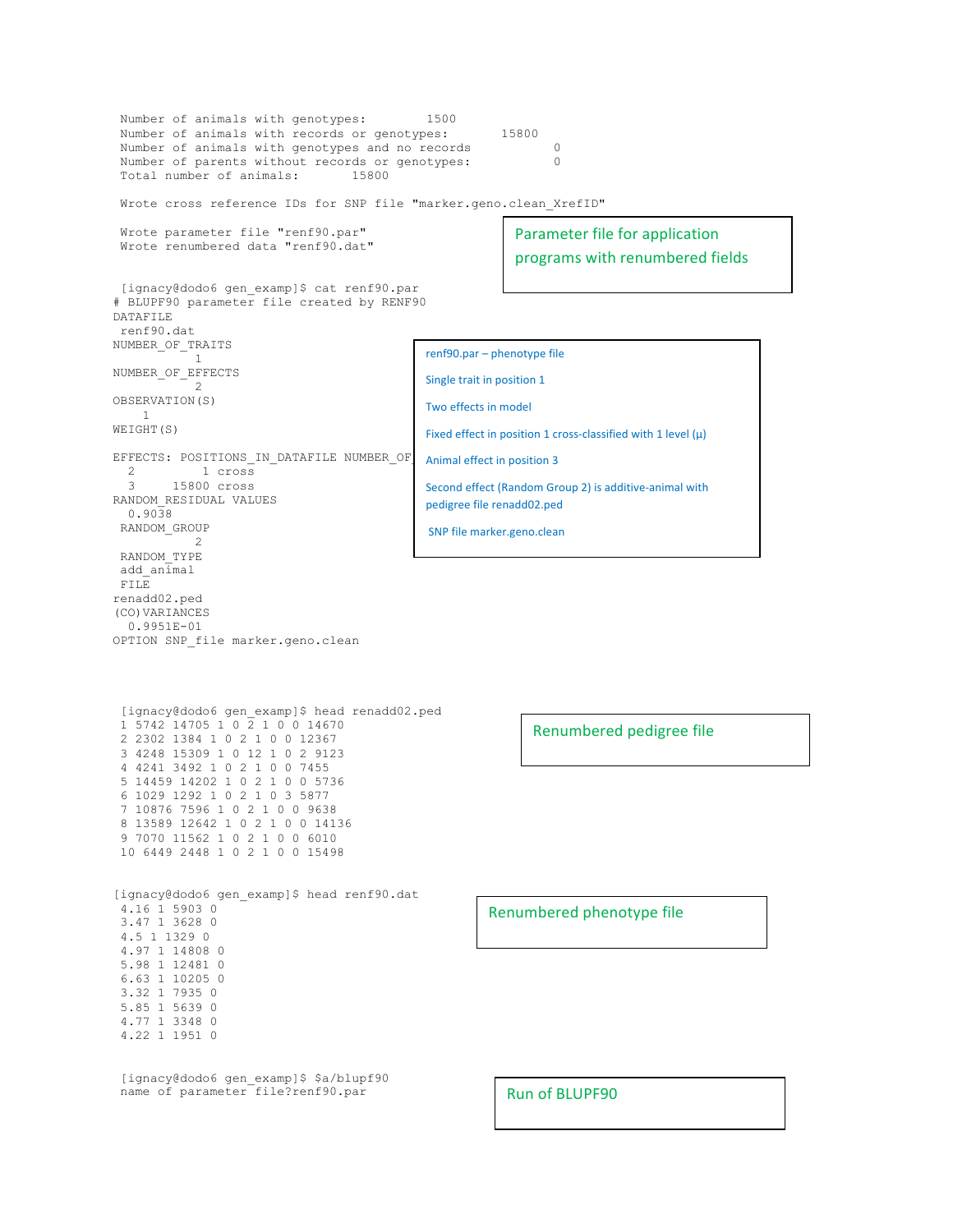```
 Number of animals with genotypes:        1500
 Number of animals with records or genotypes:       15800
 Number of animals with genotypes and no records           0
 Number of parents without records or genotypes:           0
 Total number of animals:       15800

 Wrote cross reference IDs for SNP file "marker.geno.clean_XrefID"

 Wrote parameter file "renf90.par"
 Wrote renumbered data "renf90.dat"
```

Parameter file for application programs with renumbered fields

```
 [ignacy@dodo6 gen_examp]$ cat renf90.par
# BLUPF90 parameter file created by RENF90
DATAFILE
 renf90.dat
NUMBER_OF_TRAITS
           1
NUMBER_OF_EFFECTS
           2
OBSERVATION(S)
    1
WEIGHT(S)

EFFECTS: POSITIONS_IN_DATAFILE NUMBER_OF
  2         1 cross
  3     15800 cross
RANDOM_RESIDUAL VALUES
  0.9038
 RANDOM_GROUP
           2
 RANDOM_TYPE
 add_animal
 FILE
renadd02.ped
(CO)VARIANCES
  0.9951E-01
OPTION SNP_file marker.geno.clean
```

renf90.par – phenotype file

Single trait in position 1

Two effects in model

Fixed effect in position 1 cross-classified with 1 level (μ)

Animal effect in position 3

Second effect (Random Group 2) is additive-animal with pedigree file renadd02.ped

SNP file marker.geno.clean

```
 [ignacy@dodo6 gen_examp]$ head renadd02.ped
 1 5742 14705 1 0 2 1 0 0 14670
 2 2302 1384 1 0 2 1 0 0 12367
 3 4248 15309 1 0 12 1 0 2 9123
 4 4241 3492 1 0 2 1 0 0 7455
 5 14459 14202 1 0 2 1 0 0 5736
 6 1029 1292 1 0 2 1 0 3 5877
 7 10876 7596 1 0 2 1 0 0 9638
 8 13589 12642 1 0 2 1 0 0 14136
 9 7070 11562 1 0 2 1 0 0 6010
 10 6449 2448 1 0 2 1 0 0 15498
```

Renumbered pedigree file

```
[ignacy@dodo6 gen_examp]$ head renf90.dat
 4.16 1 5903 0
 3.47 1 3628 0
 4.5 1 1329 0
 4.97 1 14808 0
 5.98 1 12481 0
 6.63 1 10205 0
 3.32 1 7935 0
 5.85 1 5639 0
 4.77 1 3348 0
 4.22 1 1951 0
```

Renumbered phenotype file

```
 [ignacy@dodo6 gen_examp]$ $a/blupf90
 name of parameter file?renf90.par
```

Run of BLUPF90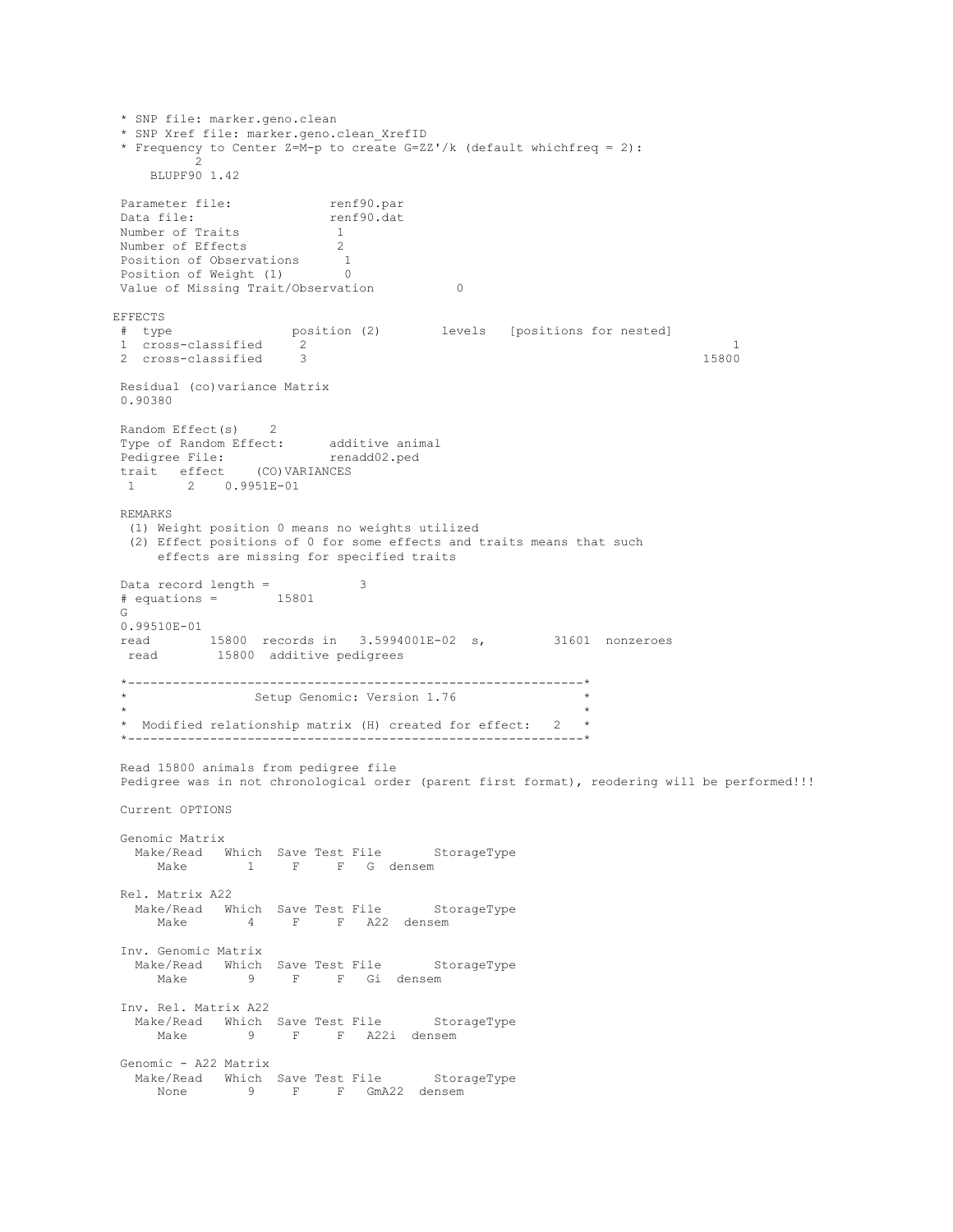```
 * SNP file: marker.geno.clean
 * SNP Xref file: marker.geno.clean_XrefID
 * Frequency to Center Z=M-p to create G=ZZ'/k (default whichfreq = 2):
           2
     BLUPF90 1.42

 Parameter file:             renf90.par
 Data file:                  renf90.dat
 Number of Traits             1
 Number of Effects            2
 Position of Observations      1
 Position of Weight (1)        0
 Value of Missing Trait/Observation           0

EFFECTS
 #  type                position (2)        levels   [positions for nested]
 1  cross-classified     2                                                         1
 2  cross-classified     3                                                     15800

 Residual (co)variance Matrix
 0.90380

 Random Effect(s)    2
 Type of Random Effect:      additive animal
 Pedigree File:              renadd02.ped
 trait   effect    (CO)VARIANCES
  1       2    0.9951E-01

 REMARKS
  (1) Weight position 0 means no weights utilized
  (2) Effect positions of 0 for some effects and traits means that such
      effects are missing for specified traits

 Data record length =            3
 # equations =        15801
 G
 0.99510E-01
 read        15800  records in   3.5994001E-02  s,         31601  nonzeroes
  read        15800  additive pedigrees

 *--------------------------------------------------------------*
 *                 Setup Genomic: Version 1.76                 *
 *                                                              *
 *  Modified relationship matrix (H) created for effect:   2   *
 *--------------------------------------------------------------*

 Read 15800 animals from pedigree file
 Pedigree was in not chronological order (parent first format), reodering will be performed!!!

 Current OPTIONS

 Genomic Matrix
   Make/Read   Which  Save Test File       StorageType
      Make        1     F     F   G  densem

 Rel. Matrix A22
   Make/Read   Which  Save Test File       StorageType
      Make        4     F     F   A22  densem

 Inv. Genomic Matrix
   Make/Read   Which  Save Test File       StorageType
      Make        9     F     F   Gi  densem

 Inv. Rel. Matrix A22
   Make/Read   Which  Save Test File       StorageType
      Make        9     F     F   A22i  densem

 Genomic - A22 Matrix
   Make/Read   Which  Save Test File       StorageType
      None        9     F     F   GmA22  densem
```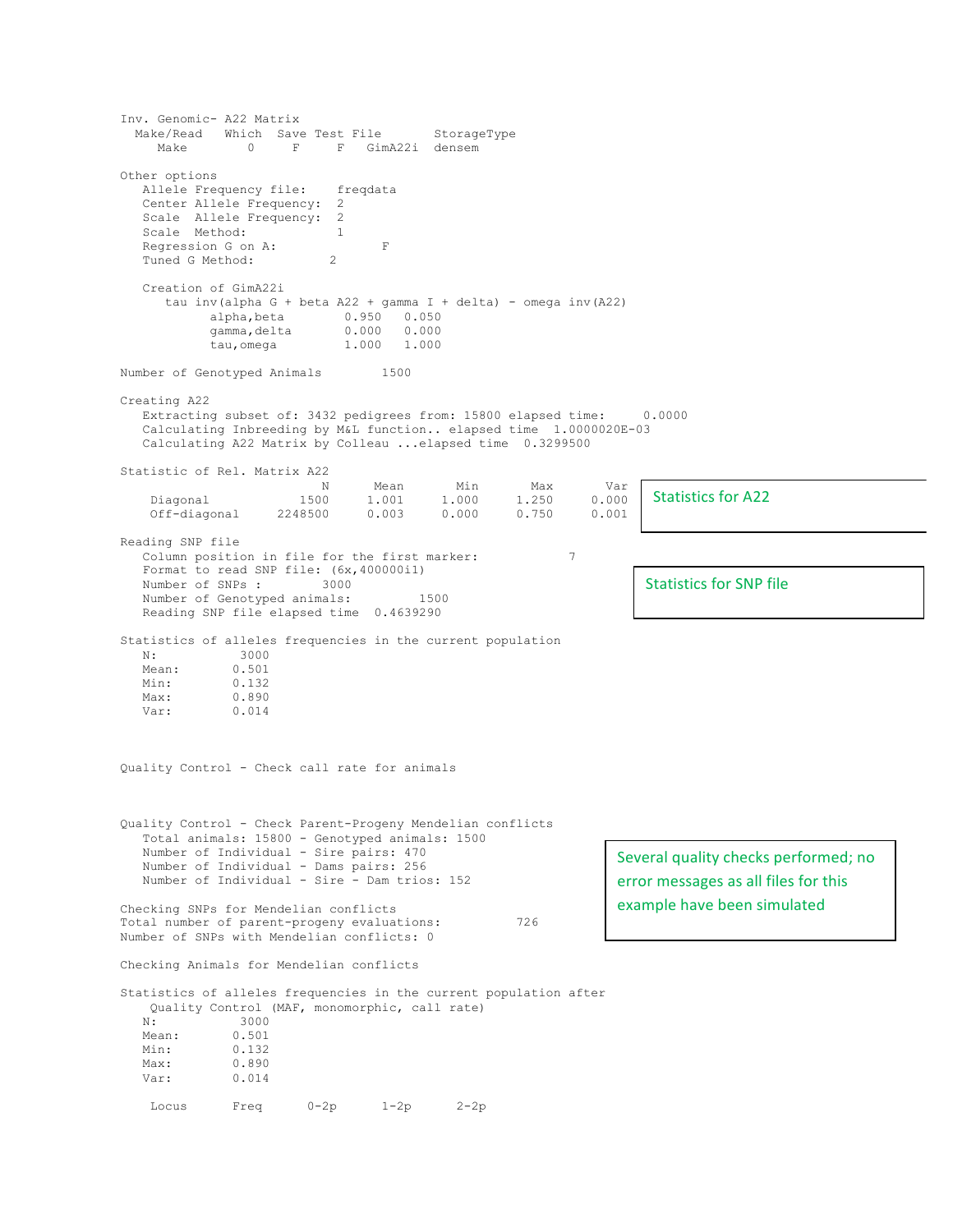```
Inv. Genomic- A22 Matrix
  Make/Read   Which  Save Test File       StorageType
     Make       0     F     F   GimA22i  densem

Other options
   Allele Frequency file:    freqdata
   Center Allele Frequency:  2
   Scale  Allele Frequency:  2
   Scale  Method:            1
   Regression G on A:              F
   Tuned G Method:          2

   Creation of GimA22i
      tau inv(alpha G + beta A22 + gamma I + delta) - omega inv(A22)
            alpha,beta        0.950   0.050
            gamma,delta       0.000   0.000
            tau,omega         1.000   1.000

Number of Genotyped Animals        1500

Creating A22
   Extracting subset of: 3432 pedigrees from: 15800 elapsed time:     0.0000
   Calculating Inbreeding by M&L function.. elapsed time  1.0000020E-03
   Calculating A22 Matrix by Colleau ...elapsed time  0.3299500

Statistic of Rel. Matrix A22
                         N      Mean       Min       Max       Var
    Diagonal           1500     1.001     1.000     1.250     0.000
    Off-diagonal    2248500     0.003     0.000     0.750     0.001
```

Statistics for A22

```
Reading SNP file
   Column position in file for the first marker:           7
   Format to read SNP file: (6x,400000i1)
   Number of SNPs :        3000
   Number of Genotyped animals:         1500
   Reading SNP file elapsed time  0.4639290
```

Statistics for SNP file

```
Statistics of alleles frequencies in the current population
   N:          3000
   Mean:       0.501
   Min:        0.132
   Max:        0.890
   Var:        0.014



Quality Control - Check call rate for animals



Quality Control - Check Parent-Progeny Mendelian conflicts
   Total animals: 15800 - Genotyped animals: 1500
   Number of Individual - Sire pairs: 470
   Number of Individual - Dams pairs: 256
   Number of Individual - Sire - Dam trios: 152

Checking SNPs for Mendelian conflicts
Total number of parent-progeny evaluations:          726
Number of SNPs with Mendelian conflicts: 0

Checking Animals for Mendelian conflicts
```

Several quality checks performed; no error messages as all files for this example have been simulated

```
Statistics of alleles frequencies in the current population after
    Quality Control (MAF, monomorphic, call rate)
   N:          3000
   Mean:       0.501
   Min:        0.132
   Max:        0.890
   Var:        0.014

    Locus      Freq      0-2p      1-2p      2-2p
```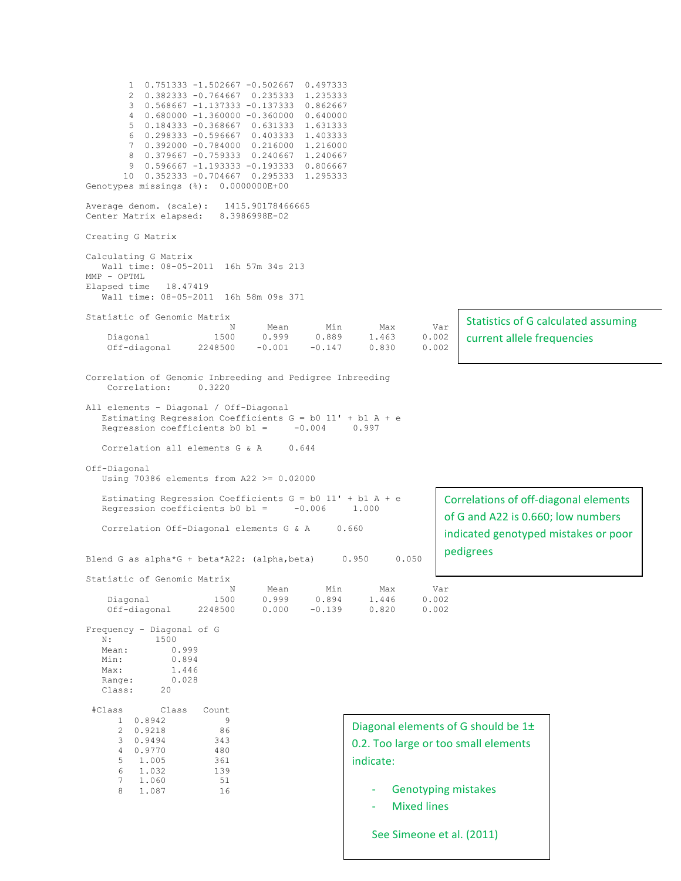```
       1  0.751333 -1.502667 -0.502667  0.497333
       2  0.382333 -0.764667  0.235333  1.235333
       3  0.568667 -1.137333 -0.137333  0.862667
       4  0.680000 -1.360000 -0.360000  0.640000
       5  0.184333 -0.368667  0.631333  1.631333
       6  0.298333 -0.596667  0.403333  1.403333
       7  0.392000 -0.784000  0.216000  1.216000
       8  0.379667 -0.759333  0.240667  1.240667
       9  0.596667 -1.193333 -0.193333  0.806667
      10  0.352333 -0.704667  0.295333  1.295333
Genotypes missings (%):  0.0000000E+00

Average denom. (scale):   1415.90178466665
Center Matrix elapsed:   8.3986998E-02

Creating G Matrix

Calculating G Matrix
   Wall time: 08-05-2011  16h 57m 34s 213
MMP - OPTML
Elapsed time   18.47419
   Wall time: 08-05-2011  16h 58m 09s 371

Statistic of Genomic Matrix
                        N      Mean       Min       Max       Var
    Diagonal           1500     0.999     0.889     1.463     0.002
    Off-diagonal    2248500    -0.001    -0.147     0.830     0.002
```

Statistics of G calculated assuming current allele frequencies

```
Correlation of Genomic Inbreeding and Pedigree Inbreeding
    Correlation:     0.3220

All elements - Diagonal / Off-Diagonal
   Estimating Regression Coefficients G = b0 11' + b1 A + e
   Regression coefficients b0 b1 =     -0.004     0.997

   Correlation all elements G & A     0.644

Off-Diagonal
   Using 70386 elements from A22 >= 0.02000

   Estimating Regression Coefficients G = b0 11' + b1 A + e
   Regression coefficients b0 b1 =     -0.006     1.000

   Correlation Off-Diagonal elements G & A     0.660


Blend G as alpha*G + beta*A22: (alpha,beta)     0.950     0.050
```

Correlations of off-diagonal elements of G and A22 is 0.660; low numbers indicated genotyped mistakes or poor pedigrees

```
Statistic of Genomic Matrix
                        N      Mean       Min       Max       Var
    Diagonal           1500     0.999     0.894     1.446     0.002
    Off-diagonal    2248500     0.000    -0.139     0.820     0.002

Frequency - Diagonal of G
   N:        1500
   Mean:        0.999
   Min:         0.894
   Max:         1.446
   Range:       0.028
   Class:     20

 #Class       Class   Count
      1  0.8942          9
      2  0.9218         86
      3  0.9494        343
      4  0.9770        480
      5   1.005        361
      6   1.032        139
      7   1.060         51
      8   1.087         16
```

Diagonal elements of G should be 1± 0.2. Too large or too small elements indicate:

- Genotyping mistakes
- Mixed lines

See Simeone et al. (2011)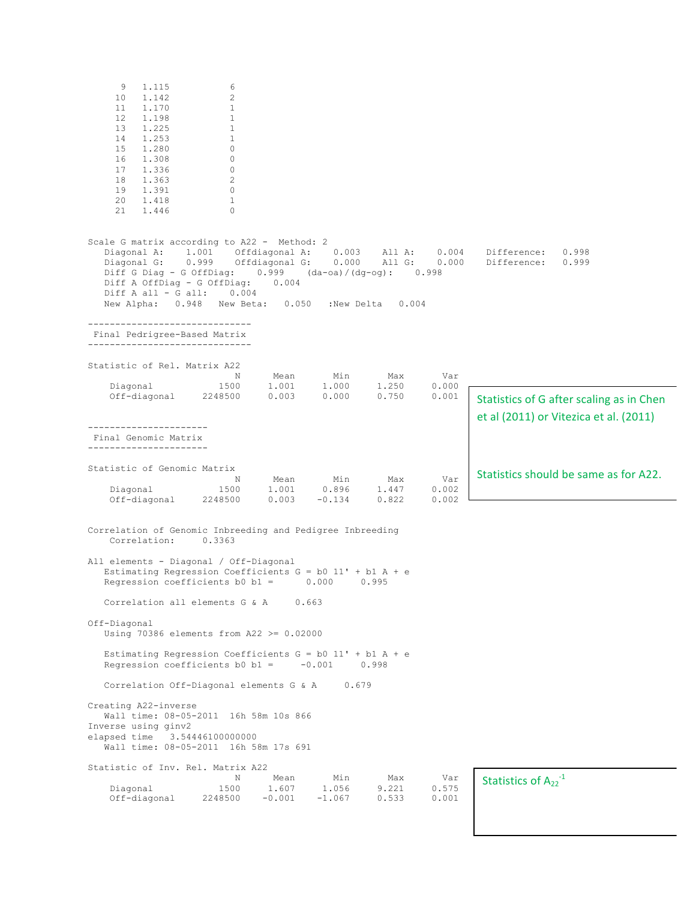```
      9   1.115           6
     10   1.142           2
     11   1.170           1
     12   1.198           1
     13   1.225           1
     14   1.253           1
     15   1.280           0
     16   1.308           0
     17   1.336           0
     18   1.363           2
     19   1.391           0
     20   1.418           1
     21   1.446           0


Scale G matrix according to A22 -  Method: 2
   Diagonal A:    1.001    Offdiagonal A:    0.003    All A:    0.004    Difference:   0.998
   Diagonal G:    0.999    Offdiagonal G:    0.000    All G:    0.000    Difference:   0.999
   Diff G Diag - G OffDiag:    0.999    (da-oa)/(dg-og):    0.998
   Diff A OffDiag - G OffDiag:    0.004
   Diff A all - G all:    0.004
   New Alpha:   0.948   New Beta:   0.050   :New Delta   0.004

------------------------------
 Final Pedrigree-Based Matrix
------------------------------

Statistic of Rel. Matrix A22
                      N       Mean      Min       Max       Var
    Diagonal        1500     1.001     1.000     1.250     0.000
    Off-diagonal  2248500     0.003     0.000     0.750     0.001


----------------------
 Final Genomic Matrix
----------------------

Statistic of Genomic Matrix
                      N       Mean      Min       Max       Var
    Diagonal        1500     1.001     0.896     1.447     0.002
    Off-diagonal  2248500     0.003    -0.134     0.822     0.002


Correlation of Genomic Inbreeding and Pedigree Inbreeding
    Correlation:     0.3363

All elements - Diagonal / Off-Diagonal
   Estimating Regression Coefficients G = b0 11' + b1 A + e
   Regression coefficients b0 b1 =      0.000     0.995

   Correlation all elements G & A     0.663

Off-Diagonal
   Using 70386 elements from A22 >= 0.02000

   Estimating Regression Coefficients G = b0 11' + b1 A + e
   Regression coefficients b0 b1 =     -0.001     0.998

   Correlation Off-Diagonal elements G & A     0.679

Creating A22-inverse
   Wall time: 08-05-2011  16h 58m 10s 866
Inverse using ginv2
elapsed time   3.54446100000000
   Wall time: 08-05-2011  16h 58m 17s 691

Statistic of Inv. Rel. Matrix A22
                      N       Mean      Min       Max       Var
    Diagonal        1500     1.607     1.056     9.221     0.575
    Off-diagonal  2248500    -0.001    -1.067     0.533     0.001
```

Statistics of G after scaling as in Chen et al (2011) or Vitezica et al. (2011)

Statistics should be same as for A22.

Statistics of $A_{22}^{-1}$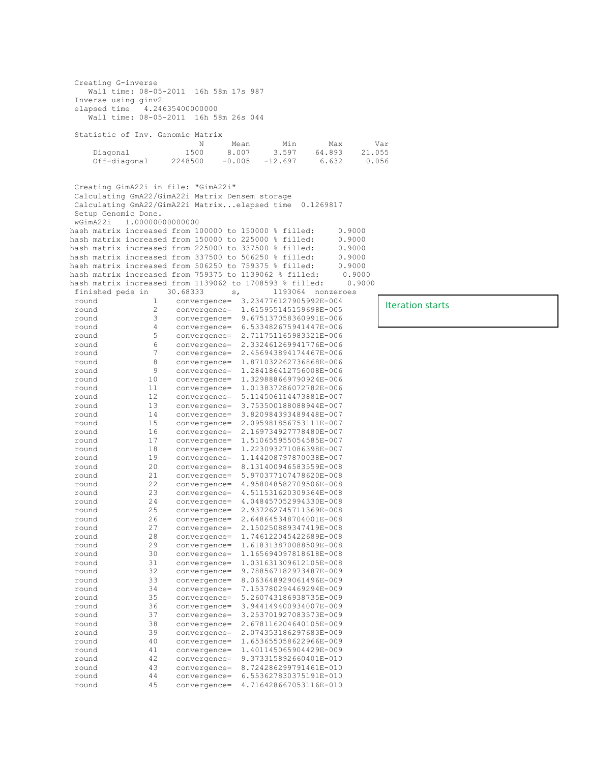```
 Creating G-inverse
    Wall time: 08-05-2011  16h 58m 17s 987
 Inverse using ginv2
 elapsed time   4.24635400000000
    Wall time: 08-05-2011  16h 58m 26s 044

 Statistic of Inv. Genomic Matrix
                          N       Mean        Min        Max        Var
     Diagonal           1500     8.007      3.597     64.893     21.055
     Off-diagonal    2248500    -0.005    -12.697      6.632      0.056


 Creating GimA22i in file: "GimA22i"
 Calculating GmA22/GimA22i Matrix Densem storage
 Calculating GmA22/GimA22i Matrix...elapsed time  0.1269817
 Setup Genomic Done.
 wGimA22i   1.00000000000000
hash matrix increased from 100000 to 150000 % filled:     0.9000
hash matrix increased from 150000 to 225000 % filled:     0.9000
hash matrix increased from 225000 to 337500 % filled:     0.9000
hash matrix increased from 337500 to 506250 % filled:     0.9000
hash matrix increased from 506250 to 759375 % filled:     0.9000
hash matrix increased from 759375 to 1139062 % filled:     0.9000
hash matrix increased from 1139062 to 1708593 % filled:     0.9000
 finished peds in    30.68333      s,       1193064  nonzeroes
 round           1    convergence=  3.234776127905992E-004
 round           2    convergence=  1.615955145159698E-005
 round           3    convergence=  9.675137058360991E-006
 round           4    convergence=  6.533482675941447E-006
 round           5    convergence=  2.711751165983321E-006
 round           6    convergence=  2.332461269941776E-006
 round           7    convergence=  2.456943894174467E-006
 round           8    convergence=  1.871032262736868E-006
 round           9    convergence=  1.284186412756008E-006
 round          10    convergence=  1.329888669790924E-006
 round          11    convergence=  1.013837286072782E-006
 round          12    convergence=  5.114506114473881E-007
 round          13    convergence=  3.753500188088944E-007
 round          14    convergence=  3.820984393489448E-007
 round          15    convergence=  2.095981856753111E-007
 round          16    convergence=  2.169734927778480E-007
 round          17    convergence=  1.510655955054585E-007
 round          18    convergence=  1.223093271086398E-007
 round          19    convergence=  1.144208797870038E-007
 round          20    convergence=  8.131400946583559E-008
 round          21    convergence=  5.970377107478620E-008
 round          22    convergence=  4.958048582709506E-008
 round          23    convergence=  4.511531620309364E-008
 round          24    convergence=  4.048457052994330E-008
 round          25    convergence=  2.937262745711369E-008
 round          26    convergence=  2.648645348704001E-008
 round          27    convergence=  2.150250889347419E-008
 round          28    convergence=  1.746122045422689E-008
 round          29    convergence=  1.618313870088509E-008
 round          30    convergence=  1.165694097818618E-008
 round          31    convergence=  1.031631309612105E-008
 round          32    convergence=  9.788567182973487E-009
 round          33    convergence=  8.063648929061496E-009
 round          34    convergence=  7.153780294469294E-009
 round          35    convergence=  5.260743186938735E-009
 round          36    convergence=  3.944149400934007E-009
 round          37    convergence=  3.253701927083573E-009
 round          38    convergence=  2.678116204640105E-009
 round          39    convergence=  2.074353186297683E-009
 round          40    convergence=  1.653655058622966E-009
 round          41    convergence=  1.401145065904429E-009
 round          42    convergence=  9.373315892660401E-010
 round          43    convergence=  8.724286299791461E-010
 round          44    convergence=  6.553627830375191E-010
 round          45    convergence=  4.716428667053116E-010
```

Iteration starts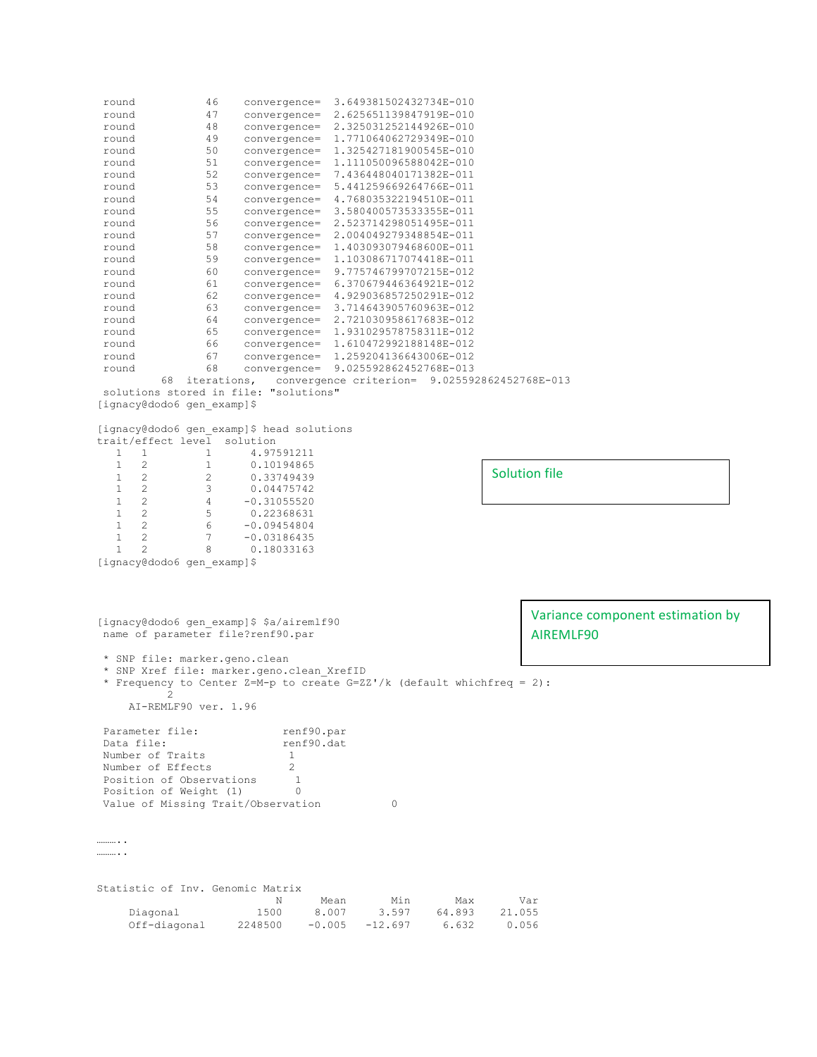```
 round           46    convergence=  3.649381502432734E-010
 round           47    convergence=  2.625651139847919E-010
 round           48    convergence=  2.325031252144926E-010
 round           49    convergence=  1.771064062729349E-010
 round           50    convergence=  1.325427181900545E-010
 round           51    convergence=  1.111050096588042E-010
 round           52    convergence=  7.436448040171382E-011
 round           53    convergence=  5.441259669264766E-011
 round           54    convergence=  4.768035322194510E-011
 round           55    convergence=  3.580400573533355E-011
 round           56    convergence=  2.523714298051495E-011
 round           57    convergence=  2.004049279348854E-011
 round           58    convergence=  1.403093079468600E-011
 round           59    convergence=  1.103086717074418E-011
 round           60    convergence=  9.775746799707215E-012
 round           61    convergence=  6.370679446364921E-012
 round           62    convergence=  4.929036857250291E-012
 round           63    convergence=  3.714643905760963E-012
 round           64    convergence=  2.721030958617683E-012
 round           65    convergence=  1.931029578758311E-012
 round           66    convergence=  1.610472992188148E-012
 round           67    convergence=  1.259204136643006E-012
 round           68    convergence=  9.025592862452768E-013
         68  iterations,   convergence criterion=  9.025592862452768E-013
 solutions stored in file: "solutions"
[ignacy@dodo6 gen_examp]$

[ignacy@dodo6 gen_examp]$ head solutions
trait/effect level  solution
   1   1         1      4.97591211
   1   2         1      0.10194865
   1   2         2      0.33749439
   1   2         3      0.04475742
   1   2         4     -0.31055520
   1   2         5      0.22368631
   1   2         6     -0.09454804
   1   2         7     -0.03186435
   1   2         8      0.18033163
[ignacy@dodo6 gen_examp]$
```

Solution file

Variance component estimation by AIREMLF90

```
[ignacy@dodo6 gen_examp]$ $a/airemlf90
 name of parameter file?renf90.par

 * SNP file: marker.geno.clean
 * SNP Xref file: marker.geno.clean_XrefID
 * Frequency to Center Z=M-p to create G=ZZ'/k (default whichfreq = 2):
           2
     AI-REMLF90 ver. 1.96

 Parameter file:             renf90.par
 Data file:                  renf90.dat
 Number of Traits             1
 Number of Effects            2
 Position of Observations      1
 Position of Weight (1)        0
 Value of Missing Trait/Observation           0

………..
………..

Statistic of Inv. Genomic Matrix
                         N      Mean       Min       Max       Var
     Diagonal         1500     8.007     3.597    64.893    21.055
     Off-diagonal   2248500   -0.005   -12.697     6.632     0.056
```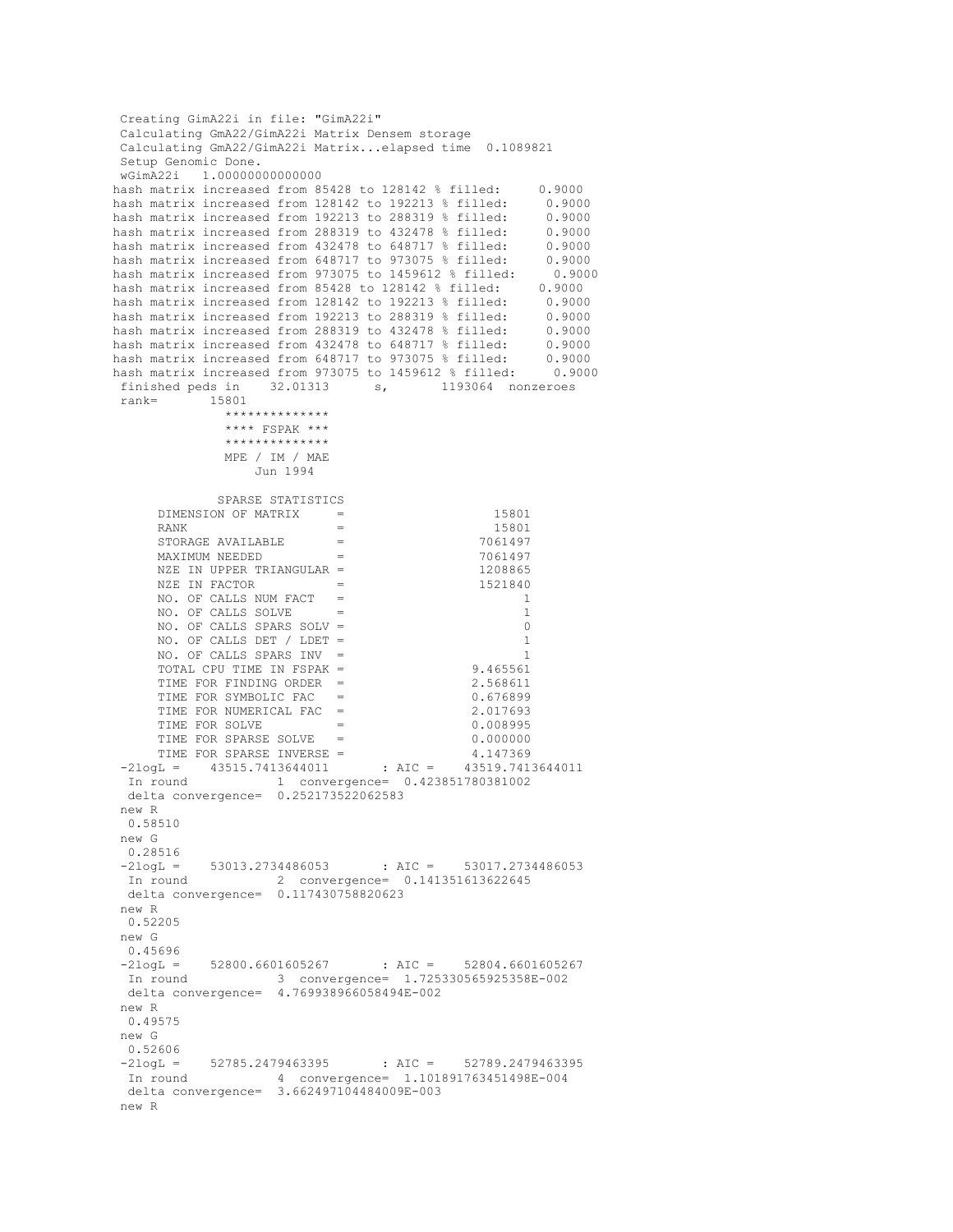```
 Creating GimA22i in file: "GimA22i"
 Calculating GmA22/GimA22i Matrix Densem storage
 Calculating GmA22/GimA22i Matrix...elapsed time  0.1089821
 Setup Genomic Done.
 wGimA22i   1.00000000000000
hash matrix increased from 85428 to 128142 % filled:     0.9000
hash matrix increased from 128142 to 192213 % filled:     0.9000
hash matrix increased from 192213 to 288319 % filled:     0.9000
hash matrix increased from 288319 to 432478 % filled:     0.9000
hash matrix increased from 432478 to 648717 % filled:     0.9000
hash matrix increased from 648717 to 973075 % filled:     0.9000
hash matrix increased from 973075 to 1459612 % filled:     0.9000
hash matrix increased from 85428 to 128142 % filled:     0.9000
hash matrix increased from 128142 to 192213 % filled:     0.9000
hash matrix increased from 192213 to 288319 % filled:     0.9000
hash matrix increased from 288319 to 432478 % filled:     0.9000
hash matrix increased from 432478 to 648717 % filled:     0.9000
hash matrix increased from 648717 to 973075 % filled:     0.9000
hash matrix increased from 973075 to 1459612 % filled:     0.9000
 finished peds in    32.01313      s,       1193064  nonzeroes
 rank=       15801
              **************
              **** FSPAK ***
              **************
              MPE / IM / MAE
                  Jun 1994

             SPARSE STATISTICS
     DIMENSION OF MATRIX     =                   15801
     RANK                    =                   15801
     STORAGE AVAILABLE       =                 7061497
     MAXIMUM NEEDED          =                 7061497
     NZE IN UPPER TRIANGULAR =                 1208865
     NZE IN FACTOR           =                 1521840
     NO. OF CALLS NUM FACT   =                       1
     NO. OF CALLS SOLVE      =                       1
     NO. OF CALLS SPARS SOLV =                       0
     NO. OF CALLS DET / LDET =                       1
     NO. OF CALLS SPARS INV  =                       1
     TOTAL CPU TIME IN FSPAK =                9.465561
     TIME FOR FINDING ORDER  =                2.568611
     TIME FOR SYMBOLIC FAC   =                0.676899
     TIME FOR NUMERICAL FAC  =                2.017693
     TIME FOR SOLVE          =                0.008995
     TIME FOR SPARSE SOLVE   =                0.000000
     TIME FOR SPARSE INVERSE =                4.147369
 -2logL =    43515.7413644011       : AIC =    43519.7413644011
  In round           1  convergence=  0.423851780381002
  delta convergence=  0.252173522062583
 new R
  0.58510
 new G
  0.28516
 -2logL =    53013.2734486053       : AIC =    53017.2734486053
  In round           2  convergence=  0.141351613622645
  delta convergence=  0.117430758820623
 new R
  0.52205
 new G
  0.45696
 -2logL =    52800.6601605267       : AIC =    52804.6601605267
  In round           3  convergence=  1.725330565925358E-002
  delta convergence=  4.769938966058494E-002
 new R
  0.49575
 new G
  0.52606
 -2logL =    52785.2479463395       : AIC =    52789.2479463395
  In round           4  convergence=  1.101891763451498E-004
  delta convergence=  3.662497104484009E-003
 new R
```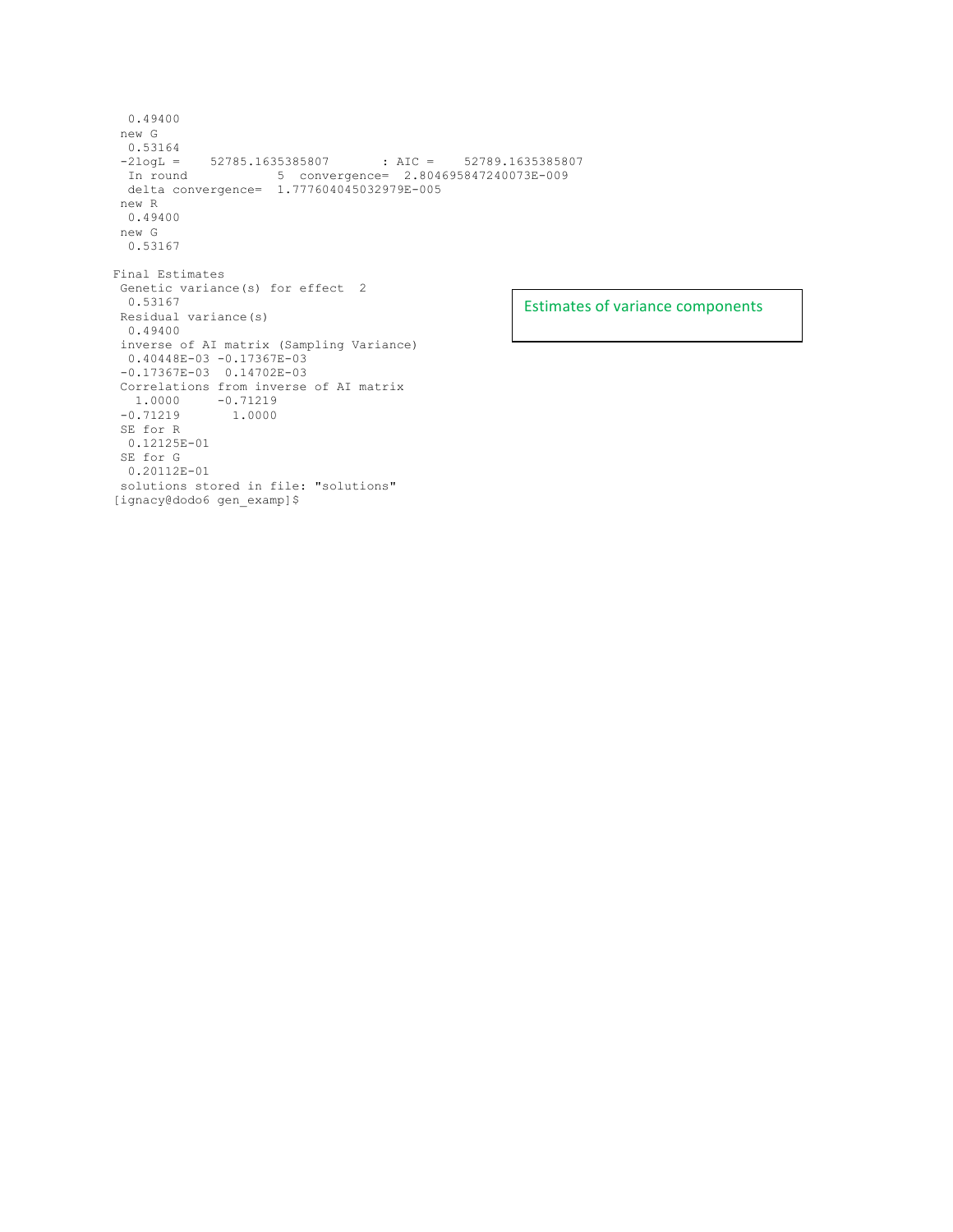```
  0.49400
 new G
  0.53164
 -2logL =    52785.1635385807       : AIC =    52789.1635385807
  In round            5  convergence=  2.804695847240073E-009
  delta convergence=  1.777604045032979E-005
 new R
  0.49400
 new G
  0.53167

Final Estimates
 Genetic variance(s) for effect  2
  0.53167
 Residual variance(s)
  0.49400
 inverse of AI matrix (Sampling Variance)
  0.40448E-03 -0.17367E-03
 -0.17367E-03  0.14702E-03
 Correlations from inverse of AI matrix
   1.0000     -0.71219
 -0.71219       1.0000
 SE for R
  0.12125E-01
 SE for G
  0.20112E-01
 solutions stored in file: "solutions"
[ignacy@dodo6 gen_examp]$
```

Estimates of variance components